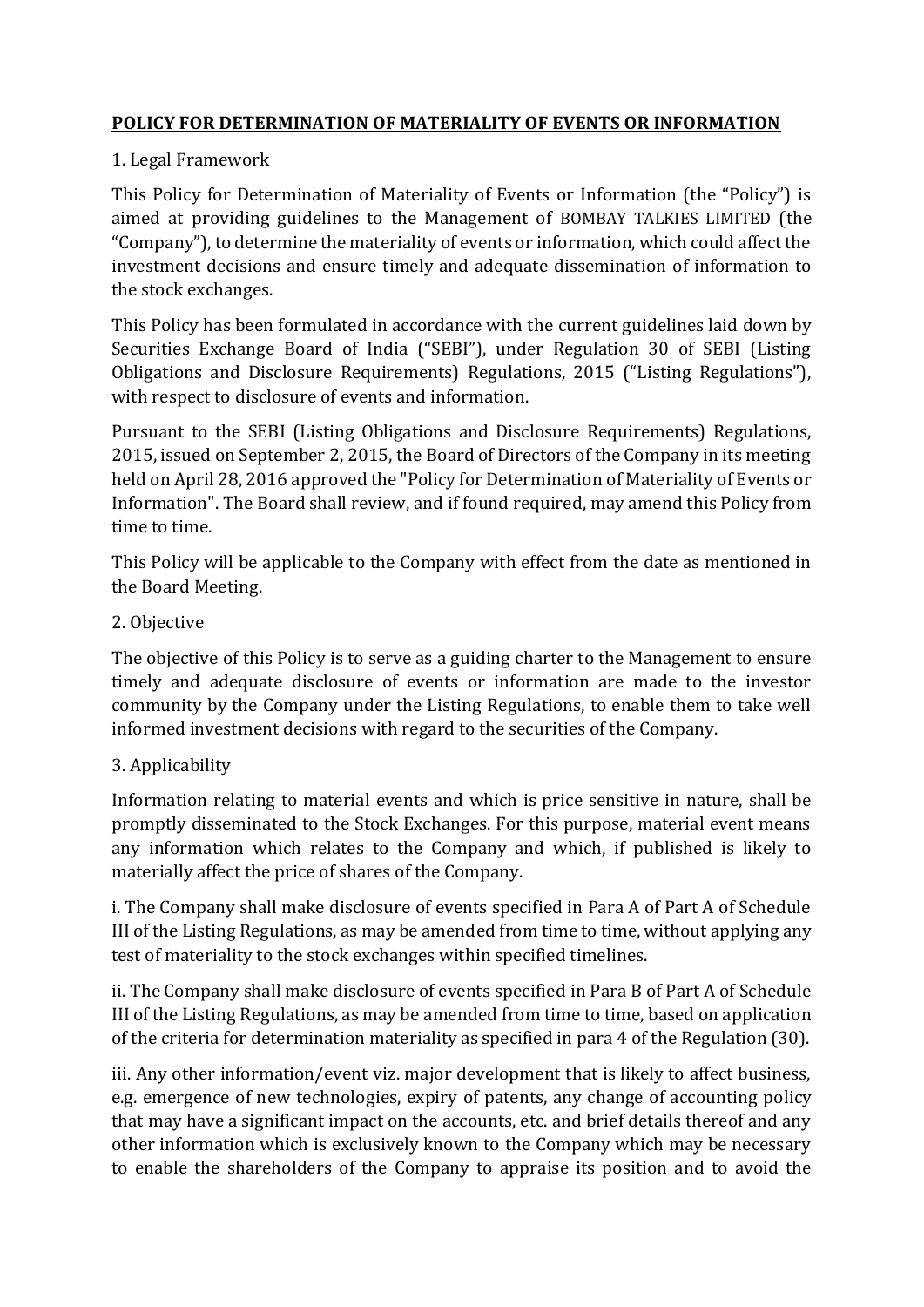# POLICY FOR DETERMINATION OF MATERIALITY OF EVENTS OR INFORMATION

## 1. Legal Framework

This Policy for Determination of Materiality of Events or Information (the "Policy") is aimed at providing guidelines to the Management of BOMBAY TALKIES LIMITED (the "Company"), to determine the materiality of events or information, which could affect the investment decisions and ensure timely and adequate dissemination of information to the stock exchanges.

This Policy has been formulated in accordance with the current guidelines laid down by Securities Exchange Board of India ("SEBI"), under Regulation 30 of SEBI (Listing Obligations and Disclosure Requirements) Regulations, 2015 ("Listing Regulations"), with respect to disclosure of events and information.

Pursuant to the SEBI (Listing Obligations and Disclosure Requirements) Regulations, 2015, issued on September 2, 2015, the Board of Directors of the Company in its meeting held on April 28, 2016 approved the "Policy for Determination of Materiality of Events or Information". The Board shall review, and if found required, may amend this Policy from time to time.

This Policy will be applicable to the Company with effect from the date as mentioned in the Board Meeting.

## 2. Objective

The objective of this Policy is to serve as a guiding charter to the Management to ensure timely and adequate disclosure of events or information are made to the investor community by the Company under the Listing Regulations, to enable them to take well informed investment decisions with regard to the securities of the Company.

## 3. Applicability

Information relating to material events and which is price sensitive in nature, shall be promptly disseminated to the Stock Exchanges. For this purpose, material event means any information which relates to the Company and which, if published is likely to materially affect the price of shares of the Company.

i. The Company shall make disclosure of events specified in Para A of Part A of Schedule III of the Listing Regulations, as may be amended from time to time, without applying any test of materiality to the stock exchanges within specified timelines.

ii. The Company shall make disclosure of events specified in Para B of Part A of Schedule III of the Listing Regulations, as may be amended from time to time, based on application of the criteria for determination materiality as specified in para 4 of the Regulation (30).

iii. Any other information/event viz. major development that is likely to affect business, e.g. emergence of new technologies, expiry of patents, any change of accounting policy that may have a significant impact on the accounts, etc. and brief details thereof and any other information which is exclusively known to the Company which may be necessary to enable the shareholders of the Company to appraise its position and to avoid the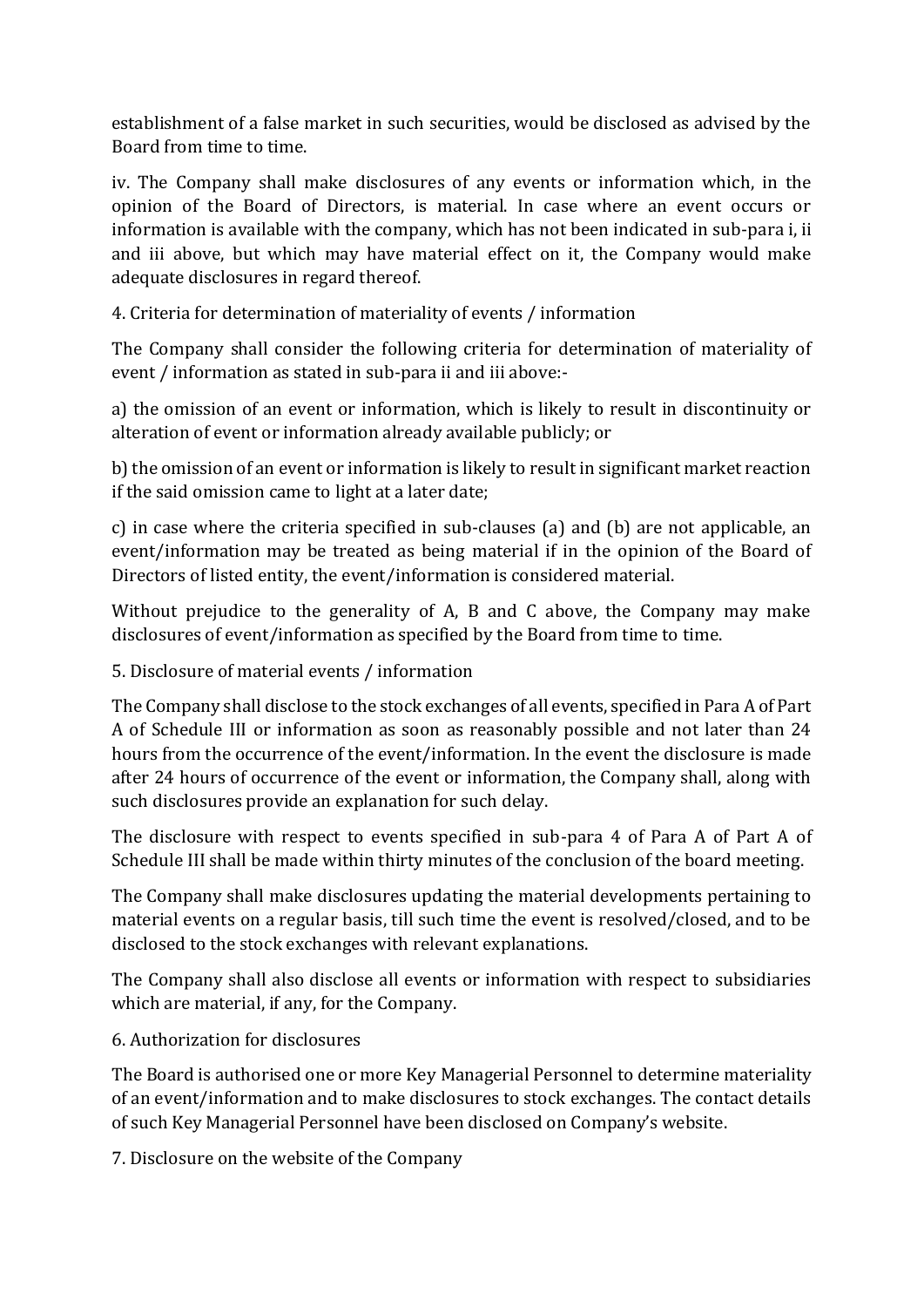establishment of a false market in such securities, would be disclosed as advised by the Board from time to time.

iv. The Company shall make disclosures of any events or information which, in the opinion of the Board of Directors, is material. In case where an event occurs or information is available with the company, which has not been indicated in sub-para i, ii and iii above, but which may have material effect on it, the Company would make adequate disclosures in regard thereof.

4. Criteria for determination of materiality of events / information

The Company shall consider the following criteria for determination of materiality of event / information as stated in sub-para ii and iii above:-

a) the omission of an event or information, which is likely to result in discontinuity or alteration of event or information already available publicly; or

b) the omission of an event or information is likely to result in significant market reaction if the said omission came to light at a later date;

c) in case where the criteria specified in sub-clauses (a) and (b) are not applicable, an event/information may be treated as being material if in the opinion of the Board of Directors of listed entity, the event/information is considered material.

Without prejudice to the generality of A, B and C above, the Company may make disclosures of event/information as specified by the Board from time to time.

5. Disclosure of material events / information

The Company shall disclose to the stock exchanges of all events, specified in Para A of Part A of Schedule III or information as soon as reasonably possible and not later than 24 hours from the occurrence of the event/information. In the event the disclosure is made after 24 hours of occurrence of the event or information, the Company shall, along with such disclosures provide an explanation for such delay.

The disclosure with respect to events specified in sub-para 4 of Para A of Part A of Schedule III shall be made within thirty minutes of the conclusion of the board meeting.

The Company shall make disclosures updating the material developments pertaining to material events on a regular basis, till such time the event is resolved/closed, and to be disclosed to the stock exchanges with relevant explanations.

The Company shall also disclose all events or information with respect to subsidiaries which are material, if any, for the Company.

6. Authorization for disclosures

The Board is authorised one or more Key Managerial Personnel to determine materiality of an event/information and to make disclosures to stock exchanges. The contact details of such Key Managerial Personnel have been disclosed on Company's website.

7. Disclosure on the website of the Company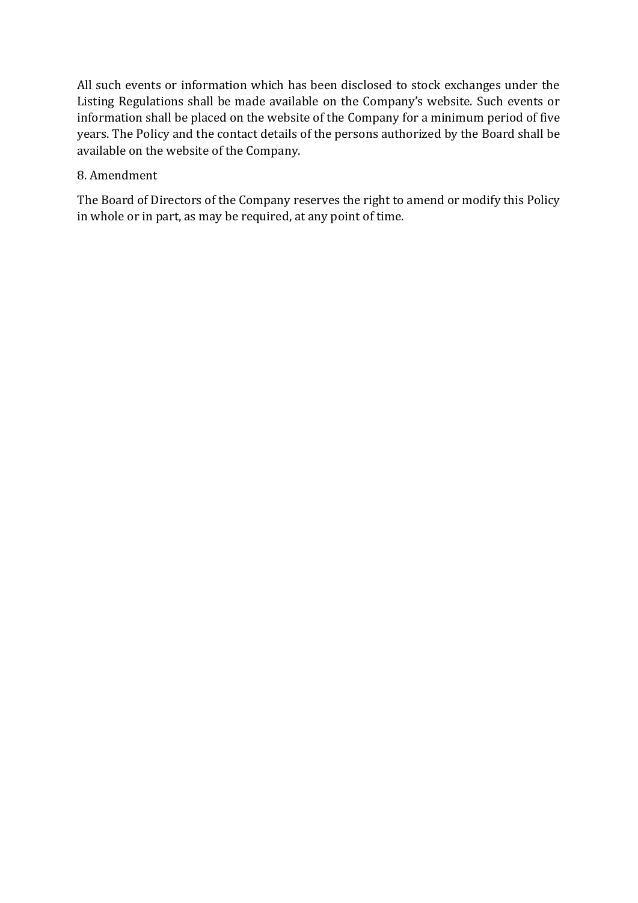All such events or information which has been disclosed to stock exchanges under the Listing Regulations shall be made available on the Company's website. Such events or information shall be placed on the website of the Company for a minimum period of five years. The Policy and the contact details of the persons authorized by the Board shall be available on the website of the Company.

## 8. Amendment

The Board of Directors of the Company reserves the right to amend or modify this Policy in whole or in part, as may be required, at any point of time.